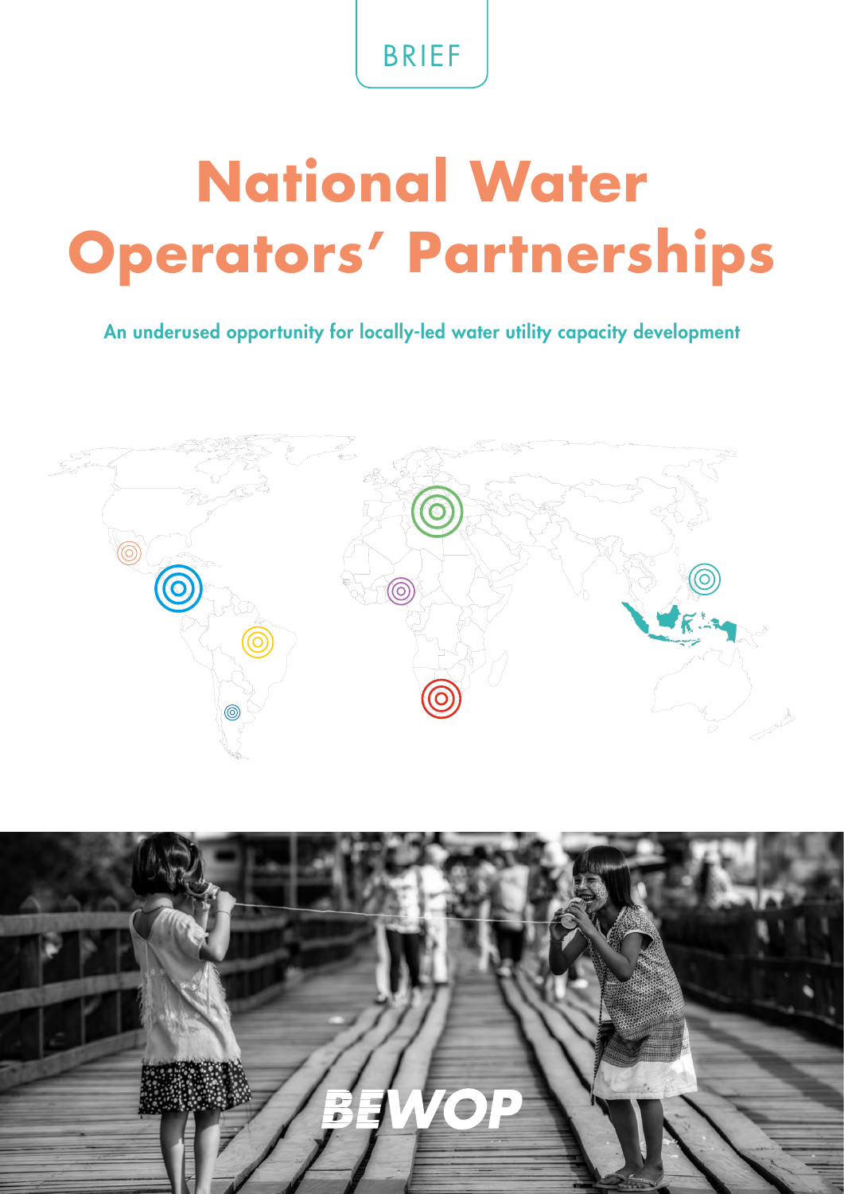BRIEF

# National Water Operators' Partnerships

**An underused opportunity for locally-led water utility capacity development**

BEWOP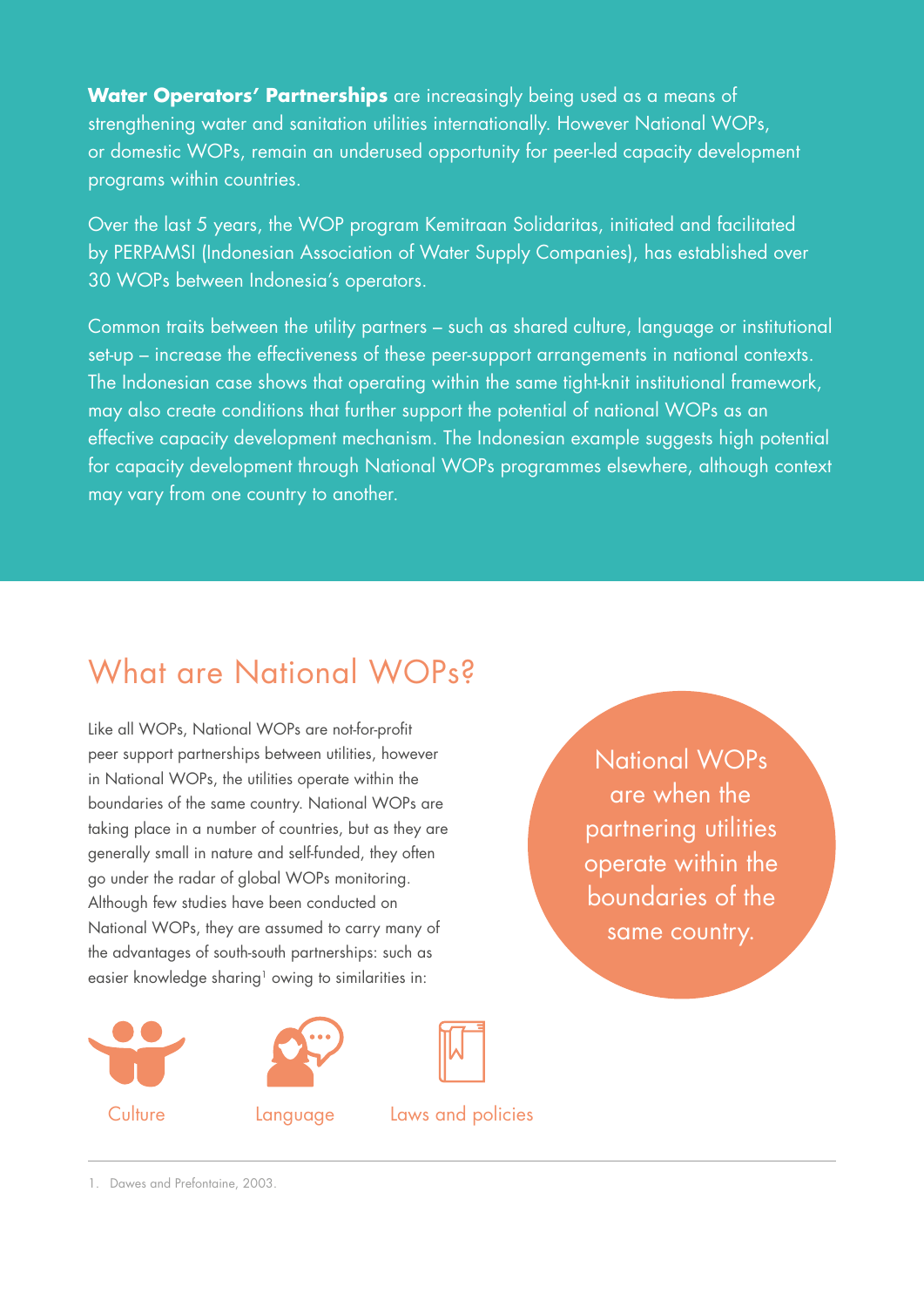**Water Operators' Partnerships** are increasingly being used as a means of strengthening water and sanitation utilities internationally. However National WOPs, or domestic WOPs, remain an underused opportunity for peer-led capacity development programs within countries.

Over the last 5 years, the WOP program Kemitraan Solidaritas, initiated and facilitated by PERPAMSI (Indonesian Association of Water Supply Companies), has established over 30 WOPs between Indonesia's operators.

Common traits between the utility partners – such as shared culture, language or institutional set-up – increase the effectiveness of these peer-support arrangements in national contexts. The Indonesian case shows that operating within the same tight-knit institutional framework, may also create conditions that further support the potential of national WOPs as an effective capacity development mechanism. The Indonesian example suggests high potential for capacity development through National WOPs programmes elsewhere, although context may vary from one country to another.

## What are National WOPs?

Like all WOPs, National WOPs are not-for-profit peer support partnerships between utilities, however in National WOPs, the utilities operate within the boundaries of the same country. National WOPs are taking place in a number of countries, but as they are generally small in nature and self-funded, they often go under the radar of global WOPs monitoring. Although few studies have been conducted on National WOPs, they are assumed to carry many of the advantages of south-south partnerships: such as easier knowledge sharing[1] owing to similarities in:

- Culture
- Language
- Laws and policies

National WOPs are when the partnering utilities operate within the boundaries of the same country.

1. Dawes and Prefontaine, 2003.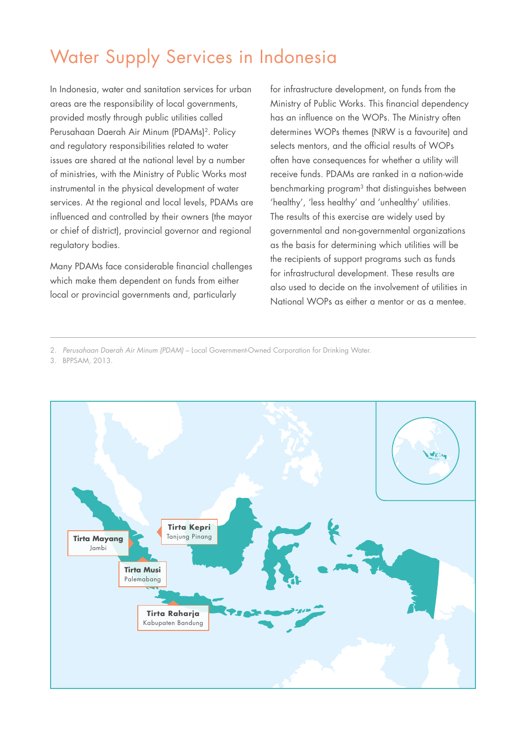# Water Supply Services in Indonesia

In Indonesia, water and sanitation services for urban areas are the responsibility of local governments, provided mostly through public utilities called Perusahaan Daerah Air Minum (PDAMs)[2]. Policy and regulatory responsibilities related to water issues are shared at the national level by a number of ministries, with the Ministry of Public Works most instrumental in the physical development of water services. At the regional and local levels, PDAMs are influenced and controlled by their owners (the mayor or chief of district), provincial governor and regional regulatory bodies.

Many PDAMs face considerable financial challenges which make them dependent on funds from either local or provincial governments and, particularly for infrastructure development, on funds from the Ministry of Public Works. This financial dependency has an influence on the WOPs. The Ministry often determines WOPs themes (NRW is a favourite) and selects mentors, and the official results of WOPs often have consequences for whether a utility will receive funds. PDAMs are ranked in a nation-wide benchmarking program[3] that distinguishes between 'healthy', 'less healthy' and 'unhealthy' utilities. The results of this exercise are widely used by governmental and non-governmental organizations as the basis for determining which utilities will be the recipients of support programs such as funds for infrastructural development. These results are also used to decide on the involvement of utilities in National WOPs as either a mentor or as a mentee.

---

2. *Perusahaan Daerah Air Minum (PDAM)* – Local Government-Owned Corporation for Drinking Water.
3. BPPSAM, 2013.

**Tirta Mayang**
Jambi

**Tirta Kepri**
Tanjung Pinang

**Tirta Musi**
Palemabang

**Tirta Raharja**
Kabupaten Bandung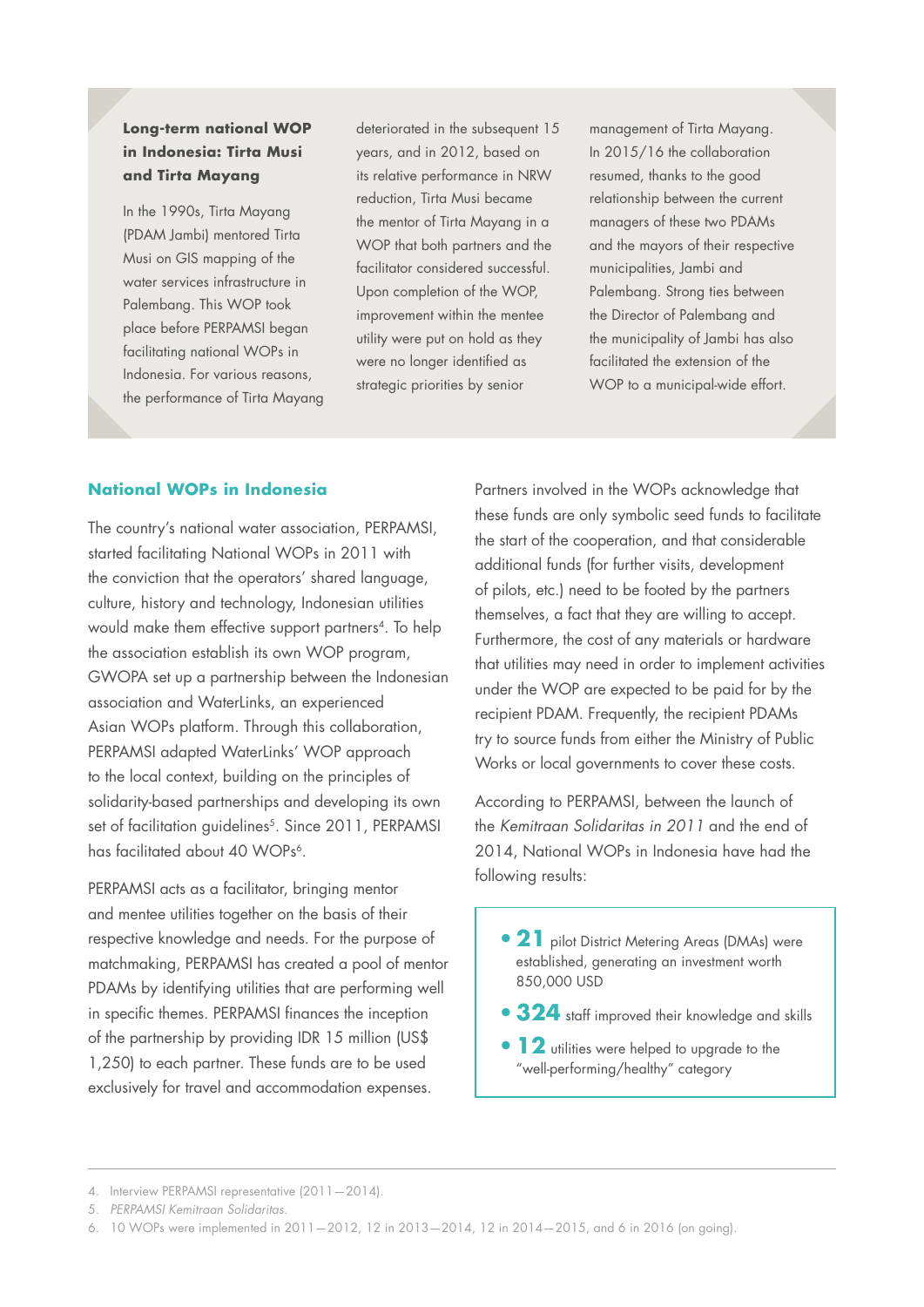**Long-term national WOP in Indonesia: Tirta Musi and Tirta Mayang**

In the 1990s, Tirta Mayang (PDAM Jambi) mentored Tirta Musi on GIS mapping of the water services infrastructure in Palembang. This WOP took place before PERPAMSI began facilitating national WOPs in Indonesia. For various reasons, the performance of Tirta Mayang deteriorated in the subsequent 15 years, and in 2012, based on its relative performance in NRW reduction, Tirta Musi became the mentor of Tirta Mayang in a WOP that both partners and the facilitator considered successful. Upon completion of the WOP, improvement within the mentee utility were put on hold as they were no longer identified as strategic priorities by senior management of Tirta Mayang. In 2015/16 the collaboration resumed, thanks to the good relationship between the current managers of these two PDAMs and the mayors of their respective municipalities, Jambi and Palembang. Strong ties between the Director of Palembang and the municipality of Jambi has also facilitated the extension of the WOP to a municipal-wide effort.

## National WOPs in Indonesia

The country's national water association, PERPAMSI, started facilitating National WOPs in 2011 with the conviction that the operators' shared language, culture, history and technology, Indonesian utilities would make them effective support partners[4]. To help the association establish its own WOP program, GWOPA set up a partnership between the Indonesian association and WaterLinks, an experienced Asian WOPs platform. Through this collaboration, PERPAMSI adapted WaterLinks' WOP approach to the local context, building on the principles of solidarity-based partnerships and developing its own set of facilitation guidelines[5]. Since 2011, PERPAMSI has facilitated about 40 WOPs[6].

PERPAMSI acts as a facilitator, bringing mentor and mentee utilities together on the basis of their respective knowledge and needs. For the purpose of matchmaking, PERPAMSI has created a pool of mentor PDAMs by identifying utilities that are performing well in specific themes. PERPAMSI finances the inception of the partnership by providing IDR 15 million (US$ 1,250) to each partner. These funds are to be used exclusively for travel and accommodation expenses.

Partners involved in the WOPs acknowledge that these funds are only symbolic seed funds to facilitate the start of the cooperation, and that considerable additional funds (for further visits, development of pilots, etc.) need to be footed by the partners themselves, a fact that they are willing to accept. Furthermore, the cost of any materials or hardware that utilities may need in order to implement activities under the WOP are expected to be paid for by the recipient PDAM. Frequently, the recipient PDAMs try to source funds from either the Ministry of Public Works or local governments to cover these costs.

According to PERPAMSI, between the launch of the *Kemitraan Solidaritas in 2011* and the end of 2014, National WOPs in Indonesia have had the following results:

- **21** pilot District Metering Areas (DMAs) were established, generating an investment worth 850,000 USD
- **324** staff improved their knowledge and skills
- **12** utilities were helped to upgrade to the "well-performing/healthy" category

---

4. Interview PERPAMSI representative (2011—2014).
5. *PERPAMSI Kemitraan Solidaritas.*
6. 10 WOPs were implemented in 2011—2012, 12 in 2013—2014, 12 in 2014—2015, and 6 in 2016 (on going).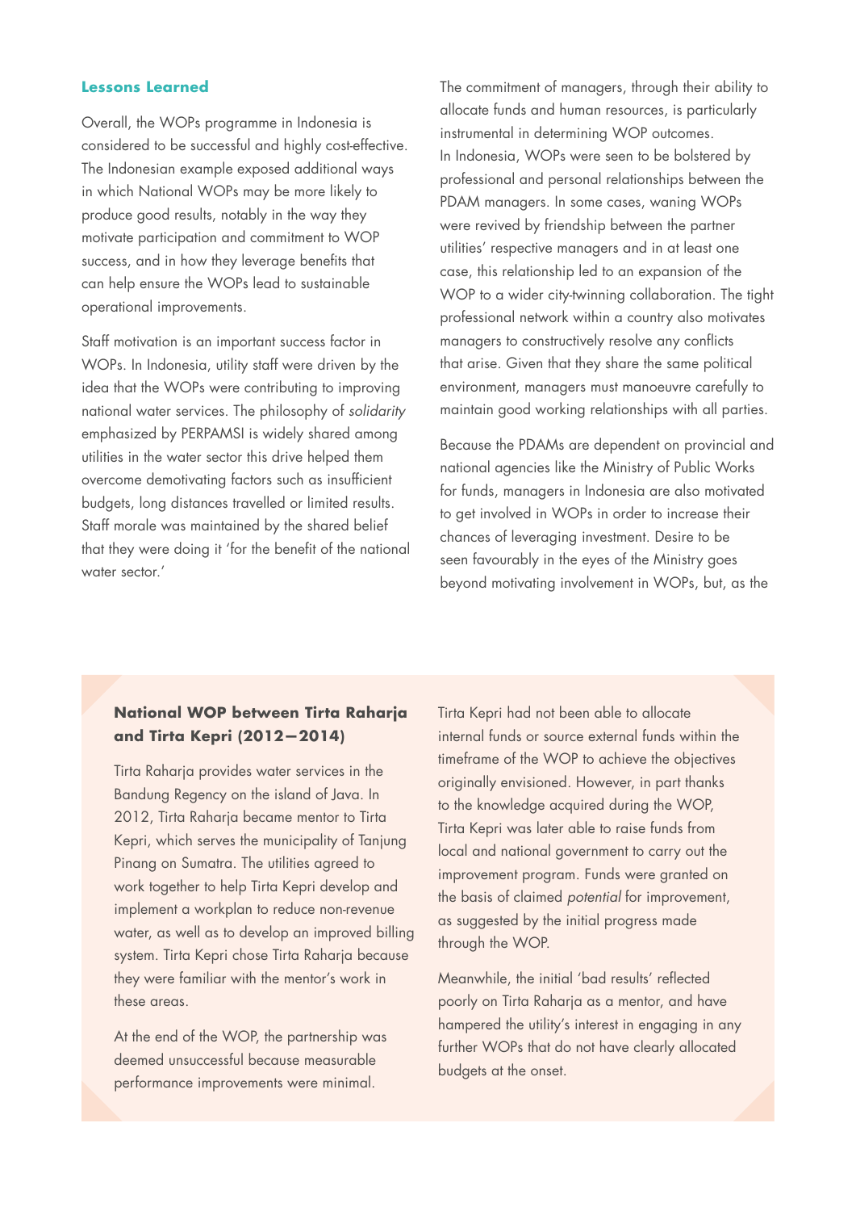## Lessons Learned

Overall, the WOPs programme in Indonesia is considered to be successful and highly cost-effective. The Indonesian example exposed additional ways in which National WOPs may be more likely to produce good results, notably in the way they motivate participation and commitment to WOP success, and in how they leverage benefits that can help ensure the WOPs lead to sustainable operational improvements.

Staff motivation is an important success factor in WOPs. In Indonesia, utility staff were driven by the idea that the WOPs were contributing to improving national water services. The philosophy of *solidarity* emphasized by PERPAMSI is widely shared among utilities in the water sector this drive helped them overcome demotivating factors such as insufficient budgets, long distances travelled or limited results. Staff morale was maintained by the shared belief that they were doing it 'for the benefit of the national water sector.'

The commitment of managers, through their ability to allocate funds and human resources, is particularly instrumental in determining WOP outcomes. In Indonesia, WOPs were seen to be bolstered by professional and personal relationships between the PDAM managers. In some cases, waning WOPs were revived by friendship between the partner utilities' respective managers and in at least one case, this relationship led to an expansion of the WOP to a wider city-twinning collaboration. The tight professional network within a country also motivates managers to constructively resolve any conflicts that arise. Given that they share the same political environment, managers must manoeuvre carefully to maintain good working relationships with all parties.

Because the PDAMs are dependent on provincial and national agencies like the Ministry of Public Works for funds, managers in Indonesia are also motivated to get involved in WOPs in order to increase their chances of leveraging investment. Desire to be seen favourably in the eyes of the Ministry goes beyond motivating involvement in WOPs, but, as the

### National WOP between Tirta Raharja and Tirta Kepri (2012—2014)

Tirta Raharja provides water services in the Bandung Regency on the island of Java. In 2012, Tirta Raharja became mentor to Tirta Kepri, which serves the municipality of Tanjung Pinang on Sumatra. The utilities agreed to work together to help Tirta Kepri develop and implement a workplan to reduce non-revenue water, as well as to develop an improved billing system. Tirta Kepri chose Tirta Raharja because they were familiar with the mentor's work in these areas.

At the end of the WOP, the partnership was deemed unsuccessful because measurable performance improvements were minimal. Tirta Kepri had not been able to allocate internal funds or source external funds within the timeframe of the WOP to achieve the objectives originally envisioned. However, in part thanks to the knowledge acquired during the WOP, Tirta Kepri was later able to raise funds from local and national government to carry out the improvement program. Funds were granted on the basis of claimed *potential* for improvement, as suggested by the initial progress made through the WOP.

Meanwhile, the initial 'bad results' reflected poorly on Tirta Raharja as a mentor, and have hampered the utility's interest in engaging in any further WOPs that do not have clearly allocated budgets at the onset.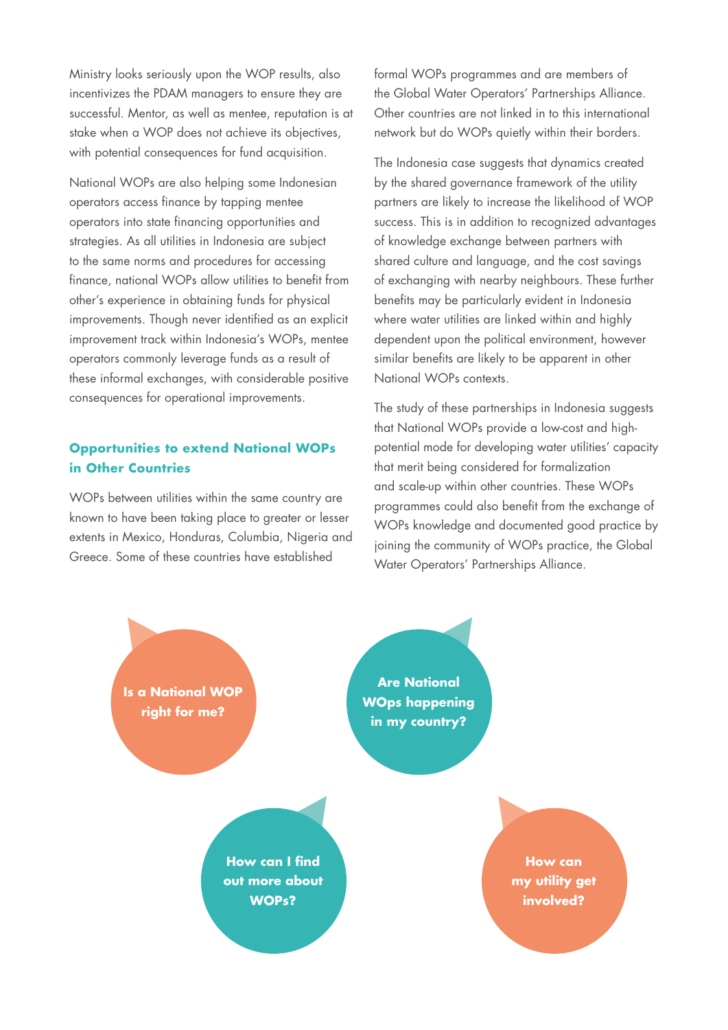Ministry looks seriously upon the WOP results, also incentivizes the PDAM managers to ensure they are successful. Mentor, as well as mentee, reputation is at stake when a WOP does not achieve its objectives, with potential consequences for fund acquisition.

National WOPs are also helping some Indonesian operators access finance by tapping mentee operators into state financing opportunities and strategies. As all utilities in Indonesia are subject to the same norms and procedures for accessing finance, national WOPs allow utilities to benefit from other's experience in obtaining funds for physical improvements. Though never identified as an explicit improvement track within Indonesia's WOPs, mentee operators commonly leverage funds as a result of these informal exchanges, with considerable positive consequences for operational improvements.

### Opportunities to extend National WOPs in Other Countries

WOPs between utilities within the same country are known to have been taking place to greater or lesser extents in Mexico, Honduras, Columbia, Nigeria and Greece. Some of these countries have established formal WOPs programmes and are members of the Global Water Operators' Partnerships Alliance. Other countries are not linked in to this international network but do WOPs quietly within their borders.

The Indonesia case suggests that dynamics created by the shared governance framework of the utility partners are likely to increase the likelihood of WOP success. This is in addition to recognized advantages of knowledge exchange between partners with shared culture and language, and the cost savings of exchanging with nearby neighbours. These further benefits may be particularly evident in Indonesia where water utilities are linked within and highly dependent upon the political environment, however similar benefits are likely to be apparent in other National WOPs contexts.

The study of these partnerships in Indonesia suggests that National WOPs provide a low-cost and high-potential mode for developing water utilities' capacity that merit being considered for formalization and scale-up within other countries. These WOPs programmes could also benefit from the exchange of WOPs knowledge and documented good practice by joining the community of WOPs practice, the Global Water Operators' Partnerships Alliance.

**Is a National WOP right for me?**

**Are National WOps happening in my country?**

**How can I find out more about WOPs?**

**How can my utility get involved?**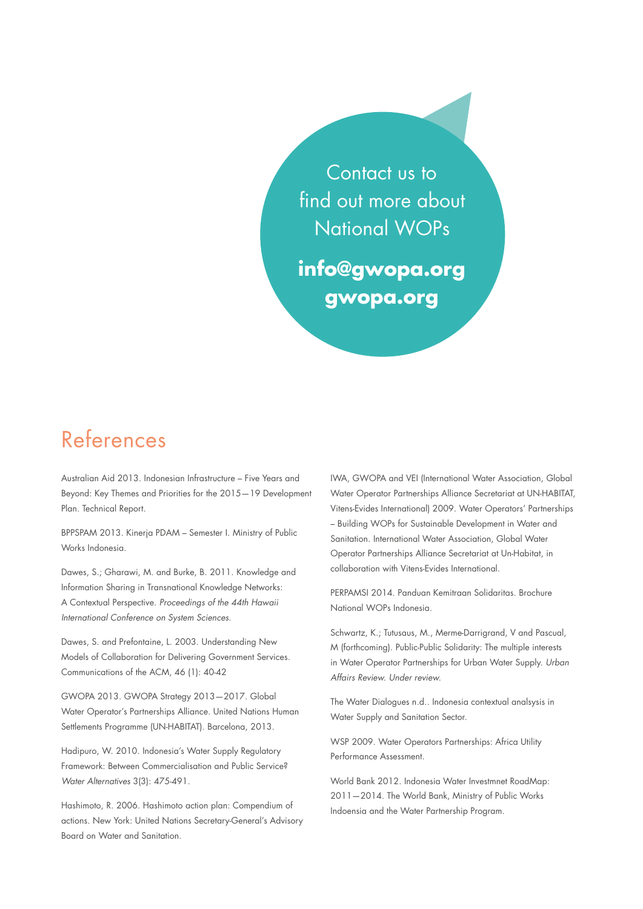Contact us to find out more about National WOPs

**info@gwopa.org**
**gwopa.org**

# References

Australian Aid 2013. Indonesian Infrastructure – Five Years and Beyond: Key Themes and Priorities for the 2015—19 Development Plan. Technical Report.

BPPSPAM 2013. Kinerja PDAM – Semester I. Ministry of Public Works Indonesia.

Dawes, S.; Gharawi, M. and Burke, B. 2011. Knowledge and Information Sharing in Transnational Knowledge Networks: A Contextual Perspective. *Proceedings of the 44th Hawaii International Conference on System Sciences.*

Dawes, S. and Prefontaine, L. 2003. Understanding New Models of Collaboration for Delivering Government Services. Communications of the ACM, 46 (1): 40-42

GWOPA 2013. GWOPA Strategy 2013—2017. Global Water Operator's Partnerships Alliance. United Nations Human Settlements Programme (UN-HABITAT). Barcelona, 2013.

Hadipuro, W. 2010. Indonesia's Water Supply Regulatory Framework: Between Commercialisation and Public Service? *Water Alternatives* 3(3): 475-491.

Hashimoto, R. 2006. Hashimoto action plan: Compendium of actions. New York: United Nations Secretary-General's Advisory Board on Water and Sanitation.

IWA, GWOPA and VEI (International Water Association, Global Water Operator Partnerships Alliance Secretariat at UN-HABITAT, Vitens-Evides International) 2009. Water Operators' Partnerships – Building WOPs for Sustainable Development in Water and Sanitation. International Water Association, Global Water Operator Partnerships Alliance Secretariat at Un-Habitat, in collaboration with Vitens-Evides International.

PERPAMSI 2014. Panduan Kemitraan Solidaritas. Brochure National WOPs Indonesia.

Schwartz, K.; Tutusaus, M., Merme-Darrigrand, V and Pascual, M (forthcoming). Public-Public Solidarity: The multiple interests in Water Operator Partnerships for Urban Water Supply. *Urban Affairs Review. Under review.*

The Water Dialogues n.d.. Indonesia contextual analsysis in Water Supply and Sanitation Sector.

WSP 2009. Water Operators Partnerships: Africa Utility Performance Assessment.

World Bank 2012. Indonesia Water Investmnet RoadMap: 2011—2014. The World Bank, Ministry of Public Works Indoensia and the Water Partnership Program.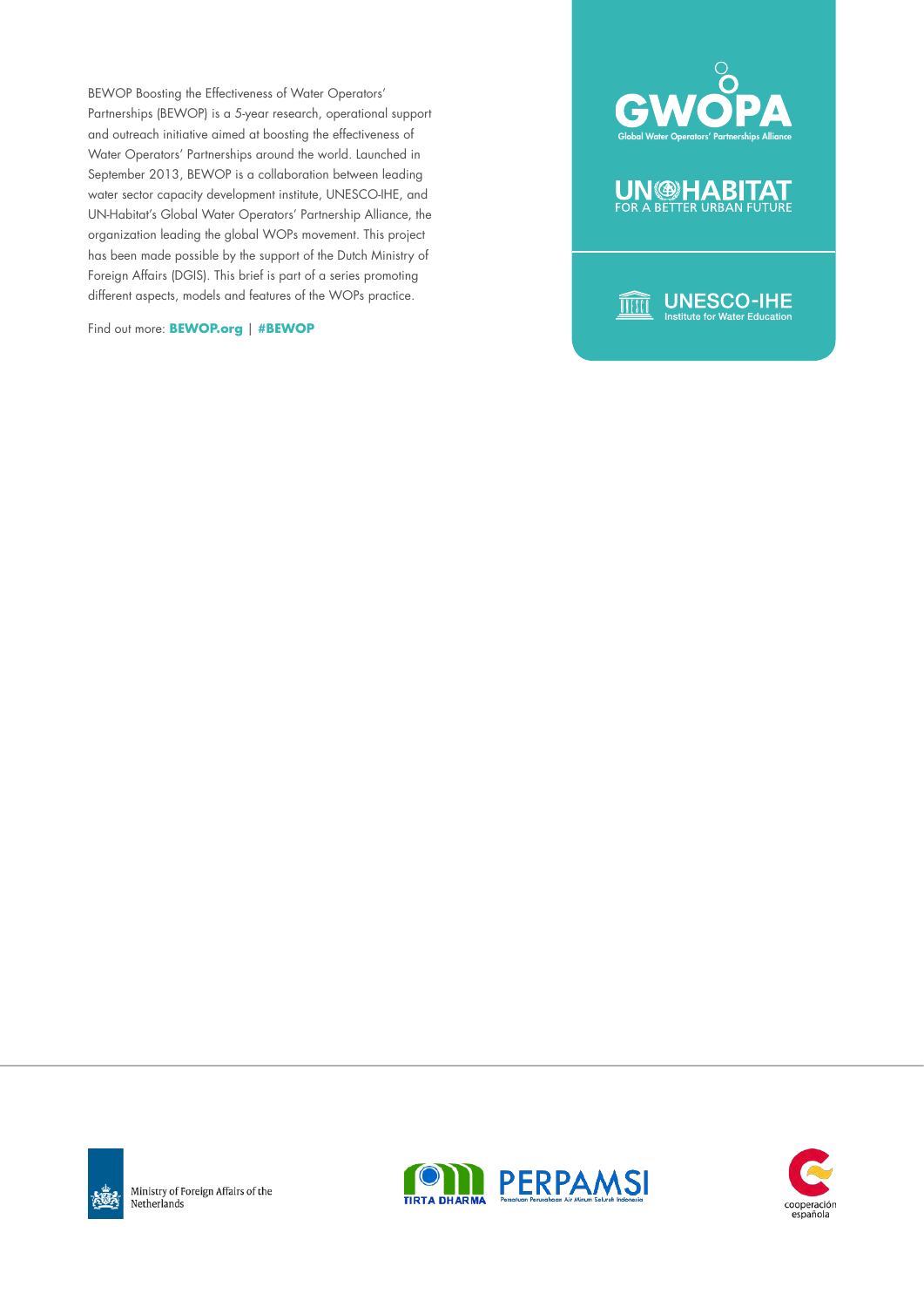BEWOP Boosting the Effectiveness of Water Operators' Partnerships (BEWOP) is a 5-year research, operational support and outreach initiative aimed at boosting the effectiveness of Water Operators' Partnerships around the world. Launched in September 2013, BEWOP is a collaboration between leading water sector capacity development institute, UNESCO-IHE, and UN-Habitat's Global Water Operators' Partnership Alliance, the organization leading the global WOPs movement. This project has been made possible by the support of the Dutch Ministry of Foreign Affairs (DGIS). This brief is part of a series promoting different aspects, models and features of the WOPs practice.

Find out more: **BEWOP.org** | **#BEWOP**

GWOPA
Global Water Operators' Partnerships Alliance

UN-HABITAT
FOR A BETTER URBAN FUTURE

UNESCO-IHE
Institute for Water Education

Ministry of Foreign Affairs of the Netherlands

TIRTA DHARMA PERPAMSI
Persatuan Perusahaan Air Minum Seluruh Indonesia

cooperación española